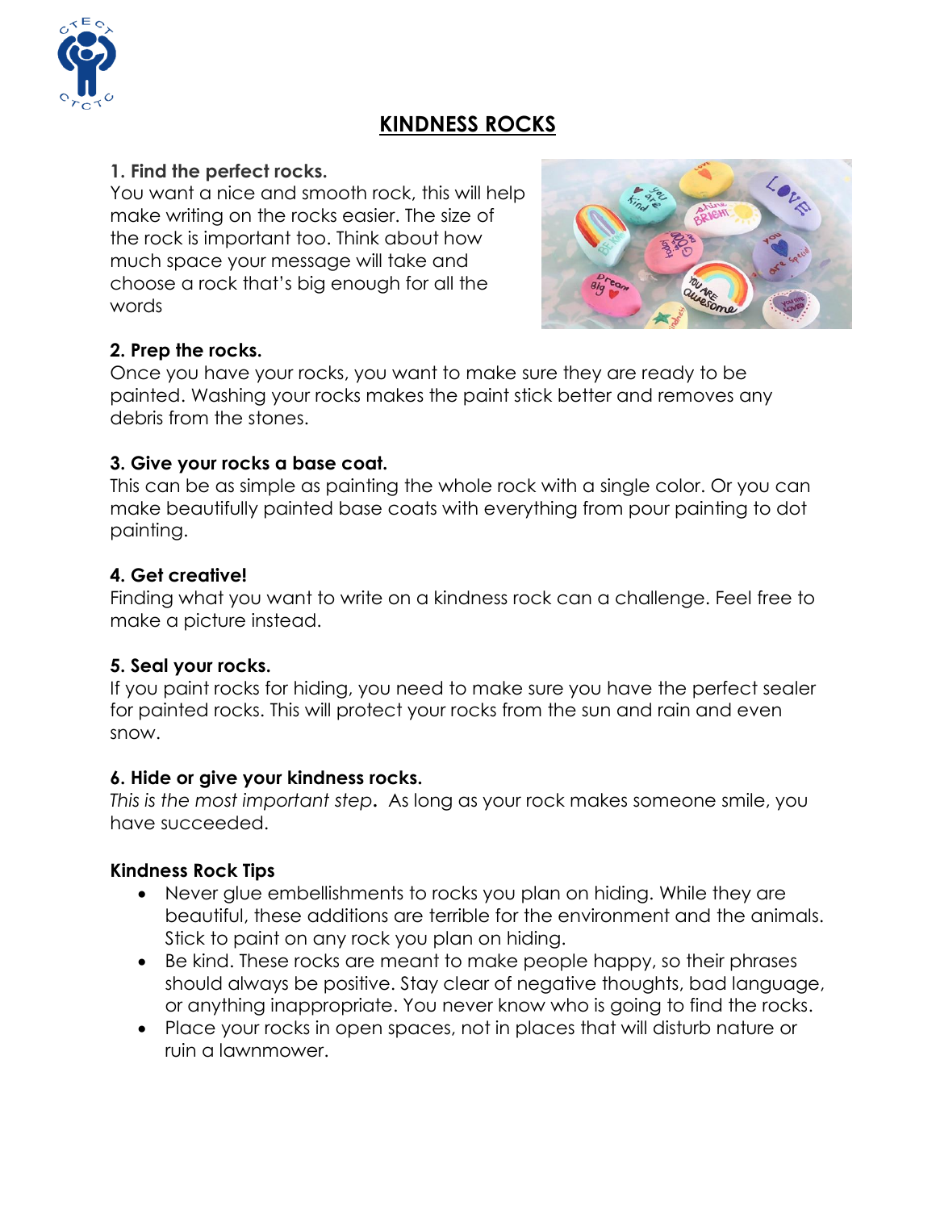# KINDNESS ROCKS

**1. Find the perfect rocks.**
You want a nice and smooth rock, this will help make writing on the rocks easier. The size of the rock is important too. Think about how much space your message will take and choose a rock that's big enough for all the words

**2. Prep the rocks.**
Once you have your rocks, you want to make sure they are ready to be painted. Washing your rocks makes the paint stick better and removes any debris from the stones.

**3. Give your rocks a base coat.**
This can be as simple as painting the whole rock with a single color. Or you can make beautifully painted base coats with everything from pour painting to dot painting.

**4. Get creative!**
Finding what you want to write on a kindness rock can a challenge. Feel free to make a picture instead.

**5. Seal your rocks.**
If you paint rocks for hiding, you need to make sure you have the perfect sealer for painted rocks. This will protect your rocks from the sun and rain and even snow.

**6. Hide or give your kindness rocks.**
*This is the most important step*. As long as your rock makes someone smile, you have succeeded.

**Kindness Rock Tips**

- Never glue embellishments to rocks you plan on hiding. While they are beautiful, these additions are terrible for the environment and the animals. Stick to paint on any rock you plan on hiding.
- Be kind. These rocks are meant to make people happy, so their phrases should always be positive. Stay clear of negative thoughts, bad language, or anything inappropriate. You never know who is going to find the rocks.
- Place your rocks in open spaces, not in places that will disturb nature or ruin a lawnmower.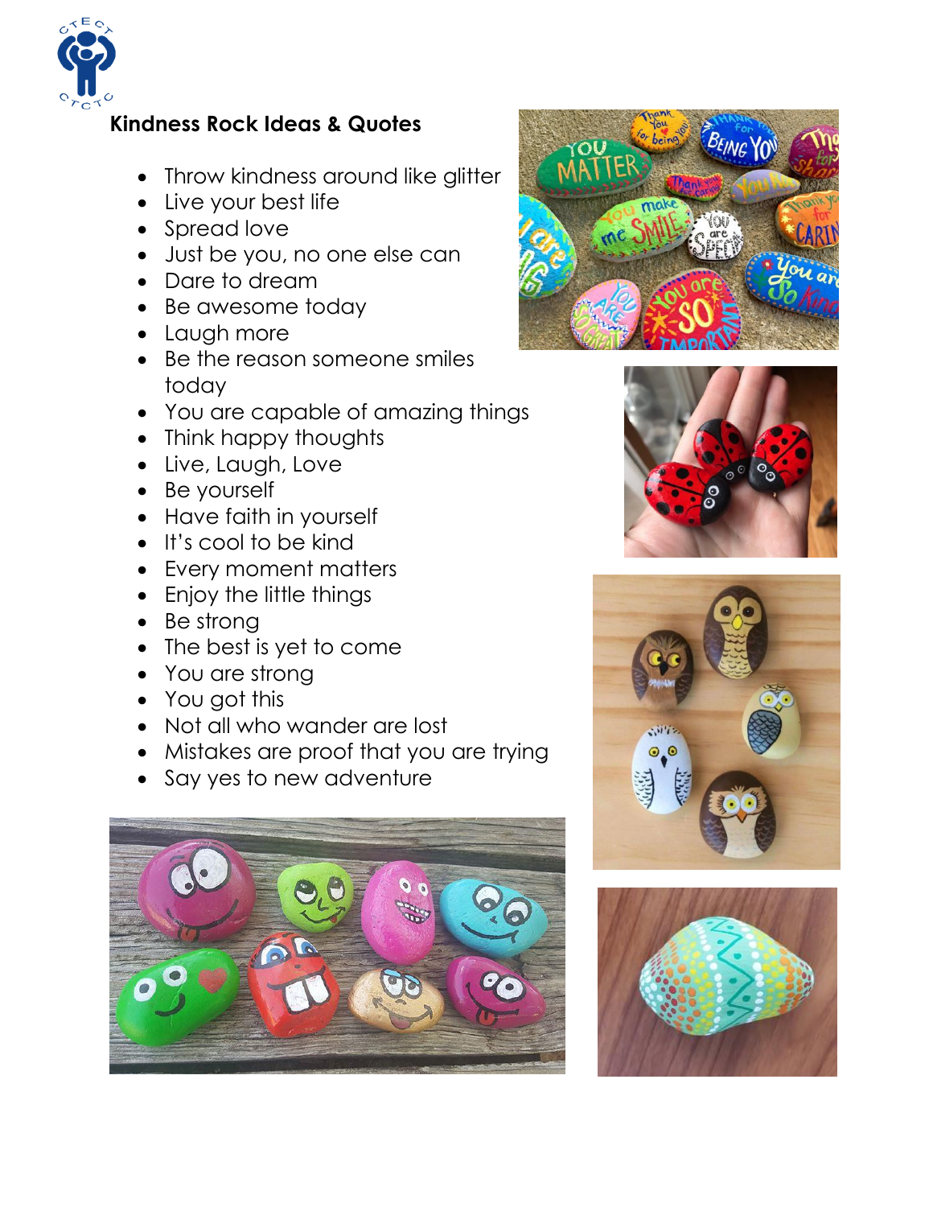## Kindness Rock Ideas & Quotes

- Throw kindness around like glitter
- Live your best life
- Spread love
- Just be you, no one else can
- Dare to dream
- Be awesome today
- Laugh more
- Be the reason someone smiles today
- You are capable of amazing things
- Think happy thoughts
- Live, Laugh, Love
- Be yourself
- Have faith in yourself
- It's cool to be kind
- Every moment matters
- Enjoy the little things
- Be strong
- The best is yet to come
- You are strong
- You got this
- Not all who wander are lost
- Mistakes are proof that you are trying
- Say yes to new adventure